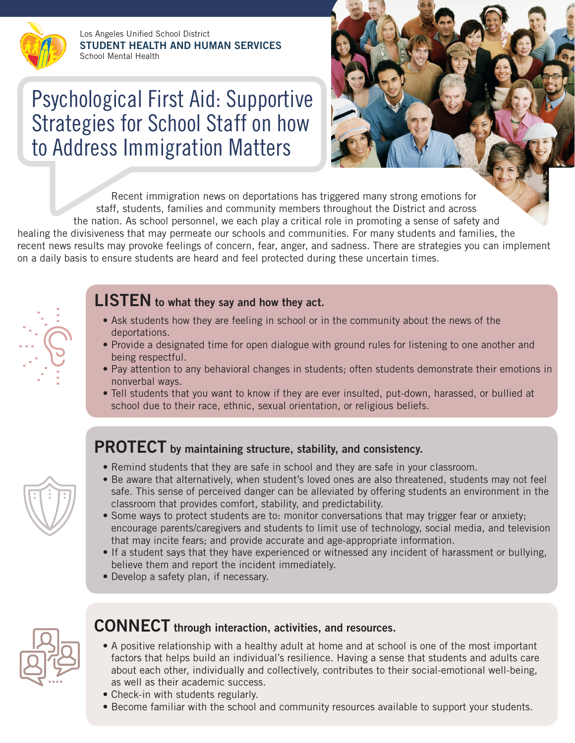Los Angeles Unified School District
**STUDENT HEALTH AND HUMAN SERVICES**
School Mental Health

# Psychological First Aid: Supportive Strategies for School Staff on how to Address Immigration Matters

Recent immigration news on deportations has triggered many strong emotions for staff, students, families and community members throughout the District and across the nation. As school personnel, we each play a critical role in promoting a sense of safety and healing the divisiveness that may permeate our schools and communities. For many students and families, the recent news results may provoke feelings of concern, fear, anger, and sadness. There are strategies you can implement on a daily basis to ensure students are heard and feel protected during these uncertain times.

## LISTEN to what they say and how they act.

- Ask students how they are feeling in school or in the community about the news of the deportations.
- Provide a designated time for open dialogue with ground rules for listening to one another and being respectful.
- Pay attention to any behavioral changes in students; often students demonstrate their emotions in nonverbal ways.
- Tell students that you want to know if they are ever insulted, put-down, harassed, or bullied at school due to their race, ethnic, sexual orientation, or religious beliefs.

## PROTECT by maintaining structure, stability, and consistency.

- Remind students that they are safe in school and they are safe in your classroom.
- Be aware that alternatively, when student's loved ones are also threatened, students may not feel safe. This sense of perceived danger can be alleviated by offering students an environment in the classroom that provides comfort, stability, and predictability.
- Some ways to protect students are to: monitor conversations that may trigger fear or anxiety; encourage parents/caregivers and students to limit use of technology, social media, and television that may incite fears; and provide accurate and age-appropriate information.
- If a student says that they have experienced or witnessed any incident of harassment or bullying, believe them and report the incident immediately.
- Develop a safety plan, if necessary.

## CONNECT through interaction, activities, and resources.

- A positive relationship with a healthy adult at home and at school is one of the most important factors that helps build an individual's resilience. Having a sense that students and adults care about each other, individually and collectively, contributes to their social-emotional well-being, as well as their academic success.
- Check-in with students regularly.
- Become familiar with the school and community resources available to support your students.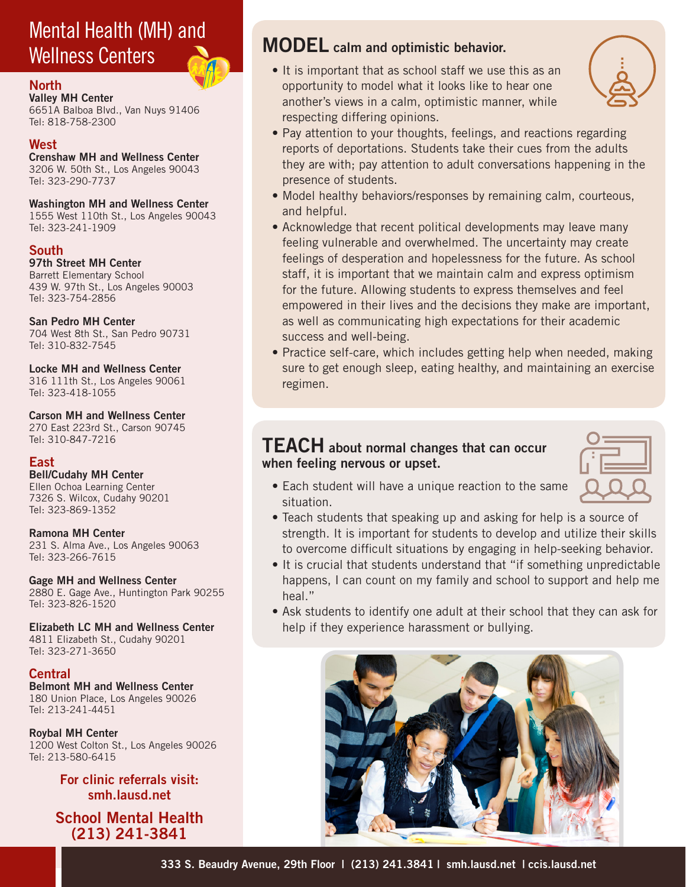# Mental Health (MH) and Wellness Centers

## North

**Valley MH Center**
6651A Balboa Blvd., Van Nuys 91406
Tel: 818-758-2300

## West

**Crenshaw MH and Wellness Center**
3206 W. 50th St., Los Angeles 90043
Tel: 323-290-7737

**Washington MH and Wellness Center**
1555 West 110th St., Los Angeles 90043
Tel: 323-241-1909

## South

**97th Street MH Center**
Barrett Elementary School
439 W. 97th St., Los Angeles 90003
Tel: 323-754-2856

**San Pedro MH Center**
704 West 8th St., San Pedro 90731
Tel: 310-832-7545

**Locke MH and Wellness Center**
316 111th St., Los Angeles 90061
Tel: 323-418-1055

**Carson MH and Wellness Center**
270 East 223rd St., Carson 90745
Tel: 310-847-7216

## East

**Bell/Cudahy MH Center**
Ellen Ochoa Learning Center
7326 S. Wilcox, Cudahy 90201
Tel: 323-869-1352

**Ramona MH Center**
231 S. Alma Ave., Los Angeles 90063
Tel: 323-266-7615

**Gage MH and Wellness Center**
2880 E. Gage Ave., Huntington Park 90255
Tel: 323-826-1520

**Elizabeth LC MH and Wellness Center**
4811 Elizabeth St., Cudahy 90201
Tel: 323-271-3650

## Central

**Belmont MH and Wellness Center**
180 Union Place, Los Angeles 90026
Tel: 213-241-4451

**Roybal MH Center**
1200 West Colton St., Los Angeles 90026
Tel: 213-580-6415

**For clinic referrals visit: smh.lausd.net**

**School Mental Health (213) 241-3841**

## MODEL calm and optimistic behavior.

- It is important that as school staff we use this as an opportunity to model what it looks like to hear one another's views in a calm, optimistic manner, while respecting differing opinions.
- Pay attention to your thoughts, feelings, and reactions regarding reports of deportations. Students take their cues from the adults they are with; pay attention to adult conversations happening in the presence of students.
- Model healthy behaviors/responses by remaining calm, courteous, and helpful.
- Acknowledge that recent political developments may leave many feeling vulnerable and overwhelmed. The uncertainty may create feelings of desperation and hopelessness for the future. As school staff, it is important that we maintain calm and express optimism for the future. Allowing students to express themselves and feel empowered in their lives and the decisions they make are important, as well as communicating high expectations for their academic success and well-being.
- Practice self-care, which includes getting help when needed, making sure to get enough sleep, eating healthy, and maintaining an exercise regimen.

## TEACH about normal changes that can occur when feeling nervous or upset.

- Each student will have a unique reaction to the same situation.
- Teach students that speaking up and asking for help is a source of strength. It is important for students to develop and utilize their skills to overcome difficult situations by engaging in help-seeking behavior.
- It is crucial that students understand that "if something unpredictable happens, I can count on my family and school to support and help me heal."
- Ask students to identify one adult at their school that they can ask for help if they experience harassment or bullying.

333 S. Beaudry Avenue, 29th Floor | (213) 241.3841 | smh.lausd.net | ccis.lausd.net